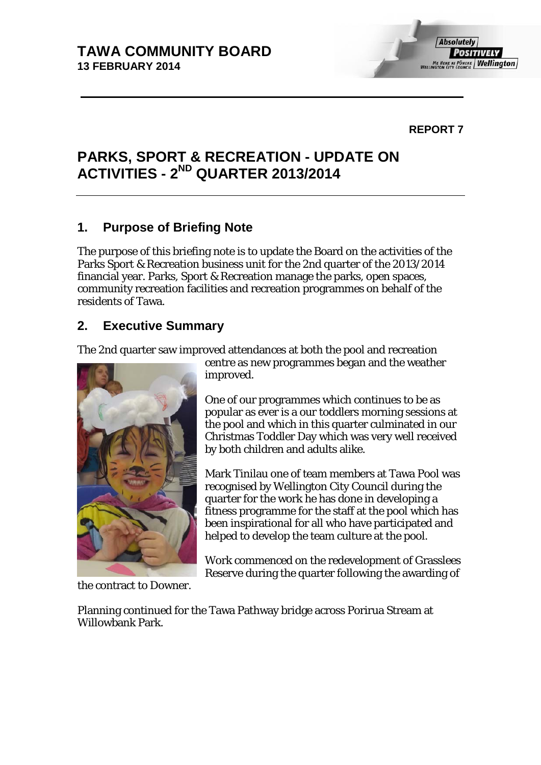# TAWA COMMUNITY BOARD
**13 FEBRUARY 2014**

**REPORT 7**

# PARKS, SPORT & RECREATION - UPDATE ON ACTIVITIES - 2ND QUARTER 2013/2014

## 1. Purpose of Briefing Note

The purpose of this briefing note is to update the Board on the activities of the Parks Sport & Recreation business unit for the 2nd quarter of the 2013/2014 financial year. Parks, Sport & Recreation manage the parks, open spaces, community recreation facilities and recreation programmes on behalf of the residents of Tawa.

## 2. Executive Summary

The 2nd quarter saw improved attendances at both the pool and recreation centre as new programmes began and the weather improved.

One of our programmes which continues to be as popular as ever is a our toddlers morning sessions at the pool and which in this quarter culminated in our Christmas Toddler Day which was very well received by both children and adults alike.

Mark Tinilau one of team members at Tawa Pool was recognised by Wellington City Council during the quarter for the work he has done in developing a fitness programme for the staff at the pool which has been inspirational for all who have participated and helped to develop the team culture at the pool.

Work commenced on the redevelopment of Grasslees Reserve during the quarter following the awarding of the contract to Downer.

Planning continued for the Tawa Pathway bridge across Porirua Stream at Willowbank Park.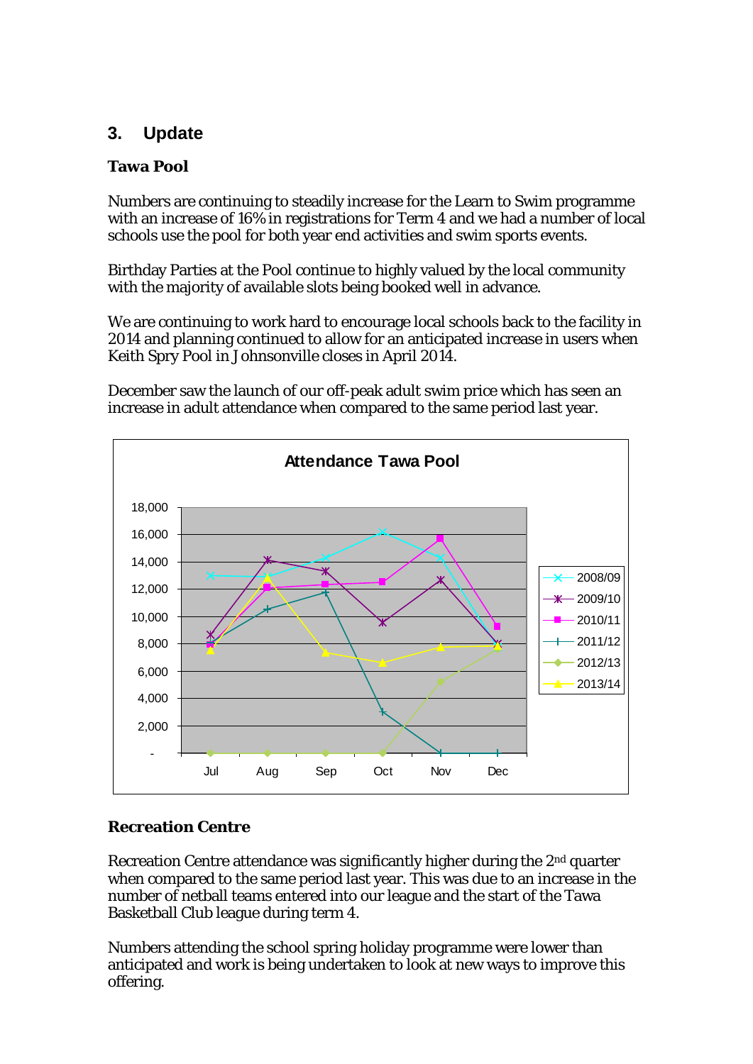## 3. Update

### Tawa Pool

Numbers are continuing to steadily increase for the Learn to Swim programme with an increase of 16% in registrations for Term 4 and we had a number of local schools use the pool for both year end activities and swim sports events.

Birthday Parties at the Pool continue to highly valued by the local community with the majority of available slots being booked well in advance.

We are continuing to work hard to encourage local schools back to the facility in 2014 and planning continued to allow for an anticipated increase in users when Keith Spry Pool in Johnsonville closes in April 2014.

December saw the launch of our off-peak adult swim price which has seen an increase in adult attendance when compared to the same period last year.

### Recreation Centre

Recreation Centre attendance was significantly higher during the 2nd quarter when compared to the same period last year. This was due to an increase in the number of netball teams entered into our league and the start of the Tawa Basketball Club league during term 4.

Numbers attending the school spring holiday programme were lower than anticipated and work is being undertaken to look at new ways to improve this offering.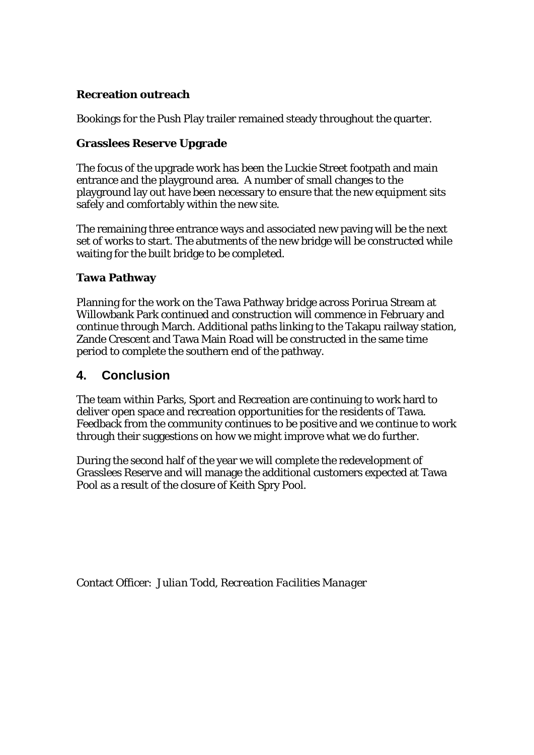**Recreation outreach**

Bookings for the Push Play trailer remained steady throughout the quarter.

**Grasslees Reserve Upgrade**

The focus of the upgrade work has been the Luckie Street footpath and main entrance and the playground area. A number of small changes to the playground lay out have been necessary to ensure that the new equipment sits safely and comfortably within the new site.

The remaining three entrance ways and associated new paving will be the next set of works to start. The abutments of the new bridge will be constructed while waiting for the built bridge to be completed.

**Tawa Pathway**

Planning for the work on the Tawa Pathway bridge across Porirua Stream at Willowbank Park continued and construction will commence in February and continue through March. Additional paths linking to the Takapu railway station, Zande Crescent and Tawa Main Road will be constructed in the same time period to complete the southern end of the pathway.

## 4. Conclusion

The team within Parks, Sport and Recreation are continuing to work hard to deliver open space and recreation opportunities for the residents of Tawa. Feedback from the community continues to be positive and we continue to work through their suggestions on how we might improve what we do further.

During the second half of the year we will complete the redevelopment of Grasslees Reserve and will manage the additional customers expected at Tawa Pool as a result of the closure of Keith Spry Pool.

Contact Officer: *Julian Todd, Recreation Facilities Manager*